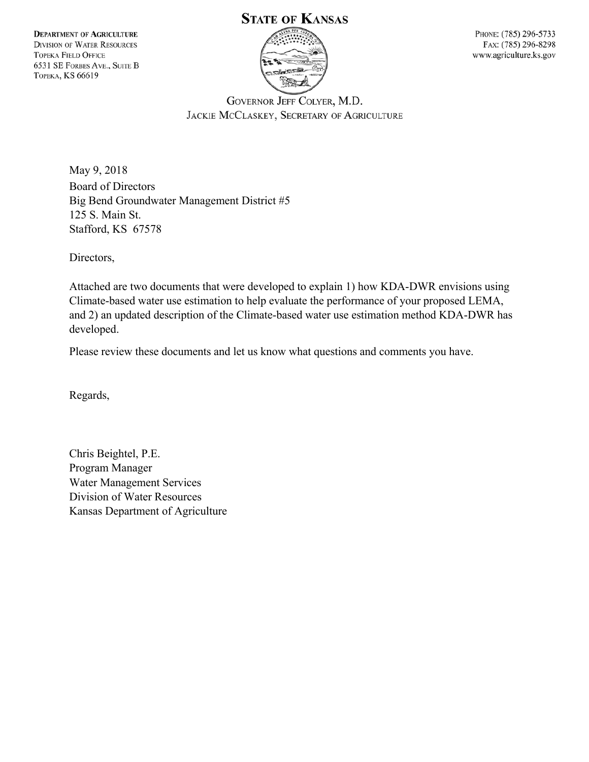# STATE OF KANSAS

**DEPARTMENT OF AGRICULTURE**
DIVISION OF WATER RESOURCES
TOPEKA FIELD OFFICE
6531 SE FORBES AVE., SUITE B
TOPEKA, KS 66619

PHONE: (785) 296-5733
FAX: (785) 296-8298
www.agriculture.ks.gov

GOVERNOR JEFF COLYER, M.D.
JACKIE MCCLASKEY, SECRETARY OF AGRICULTURE

May 9, 2018

Board of Directors
Big Bend Groundwater Management District #5
125 S. Main St.
Stafford, KS 67578

Directors,

Attached are two documents that were developed to explain 1) how KDA-DWR envisions using Climate-based water use estimation to help evaluate the performance of your proposed LEMA, and 2) an updated description of the Climate-based water use estimation method KDA-DWR has developed.

Please review these documents and let us know what questions and comments you have.

Regards,

Chris Beightel, P.E.
Program Manager
Water Management Services
Division of Water Resources
Kansas Department of Agriculture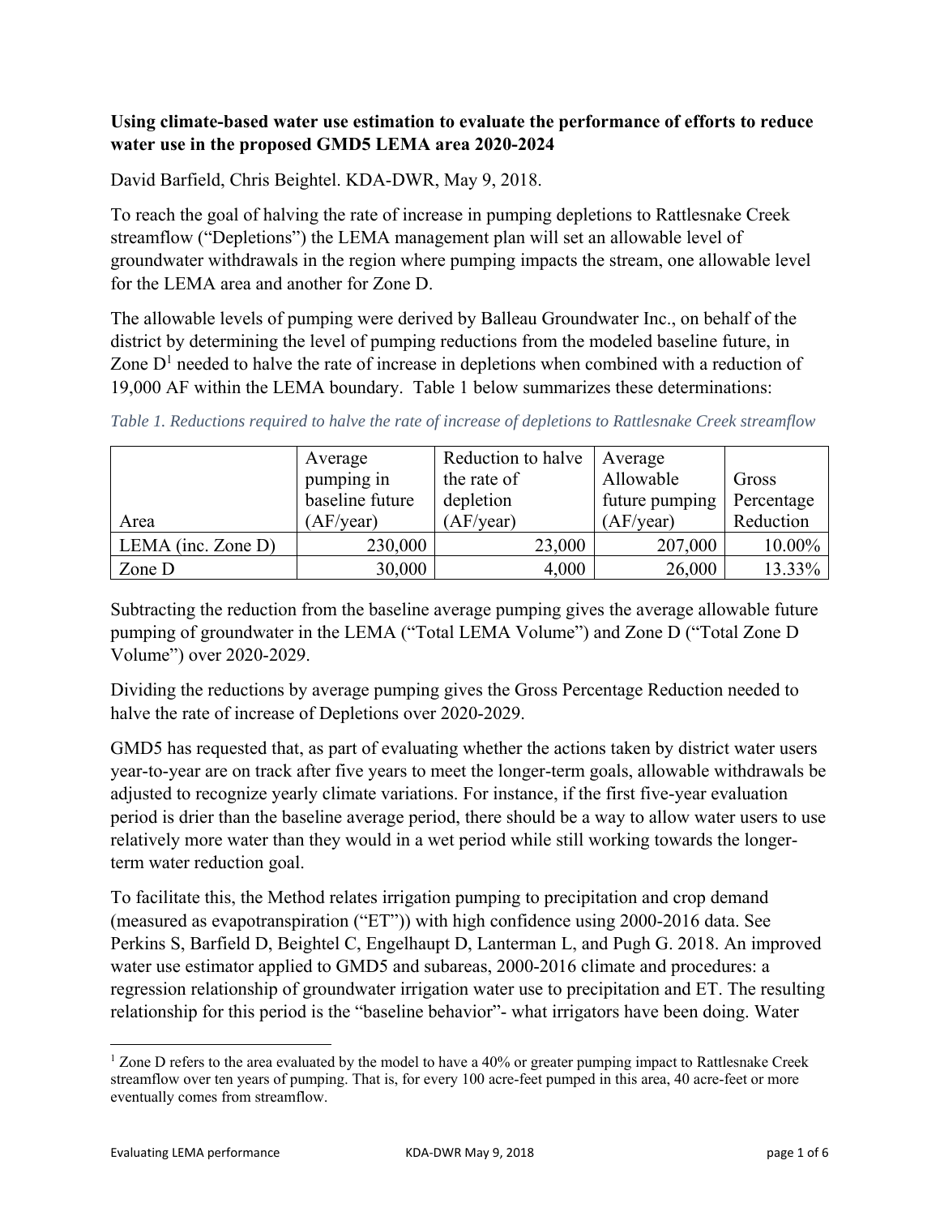**Using climate-based water use estimation to evaluate the performance of efforts to reduce water use in the proposed GMD5 LEMA area 2020-2024**

David Barfield, Chris Beightel. KDA-DWR, May 9, 2018.

To reach the goal of halving the rate of increase in pumping depletions to Rattlesnake Creek streamflow ("Depletions") the LEMA management plan will set an allowable level of groundwater withdrawals in the region where pumping impacts the stream, one allowable level for the LEMA area and another for Zone D.

The allowable levels of pumping were derived by Balleau Groundwater Inc., on behalf of the district by determining the level of pumping reductions from the modeled baseline future, in Zone D[1] needed to halve the rate of increase in depletions when combined with a reduction of 19,000 AF within the LEMA boundary. Table 1 below summarizes these determinations:

*Table 1. Reductions required to halve the rate of increase of depletions to Rattlesnake Creek streamflow*

| Area | Average pumping in baseline future (AF/year) | Reduction to halve the rate of depletion (AF/year) | Average Allowable future pumping (AF/year) | Gross Percentage Reduction |
|---|---|---|---|---|
| LEMA (inc. Zone D) | 230,000 | 23,000 | 207,000 | 10.00% |
| Zone D | 30,000 | 4,000 | 26,000 | 13.33% |

Subtracting the reduction from the baseline average pumping gives the average allowable future pumping of groundwater in the LEMA ("Total LEMA Volume") and Zone D ("Total Zone D Volume") over 2020-2029.

Dividing the reductions by average pumping gives the Gross Percentage Reduction needed to halve the rate of increase of Depletions over 2020-2029.

GMD5 has requested that, as part of evaluating whether the actions taken by district water users year-to-year are on track after five years to meet the longer-term goals, allowable withdrawals be adjusted to recognize yearly climate variations. For instance, if the first five-year evaluation period is drier than the baseline average period, there should be a way to allow water users to use relatively more water than they would in a wet period while still working towards the longer-term water reduction goal.

To facilitate this, the Method relates irrigation pumping to precipitation and crop demand (measured as evapotranspiration ("ET")) with high confidence using 2000-2016 data. See Perkins S, Barfield D, Beightel C, Engelhaupt D, Lanterman L, and Pugh G. 2018. An improved water use estimator applied to GMD5 and subareas, 2000-2016 climate and procedures: a regression relationship of groundwater irrigation water use to precipitation and ET. The resulting relationship for this period is the "baseline behavior"- what irrigators have been doing. Water

[1] Zone D refers to the area evaluated by the model to have a 40% or greater pumping impact to Rattlesnake Creek streamflow over ten years of pumping. That is, for every 100 acre-feet pumped in this area, 40 acre-feet or more eventually comes from streamflow.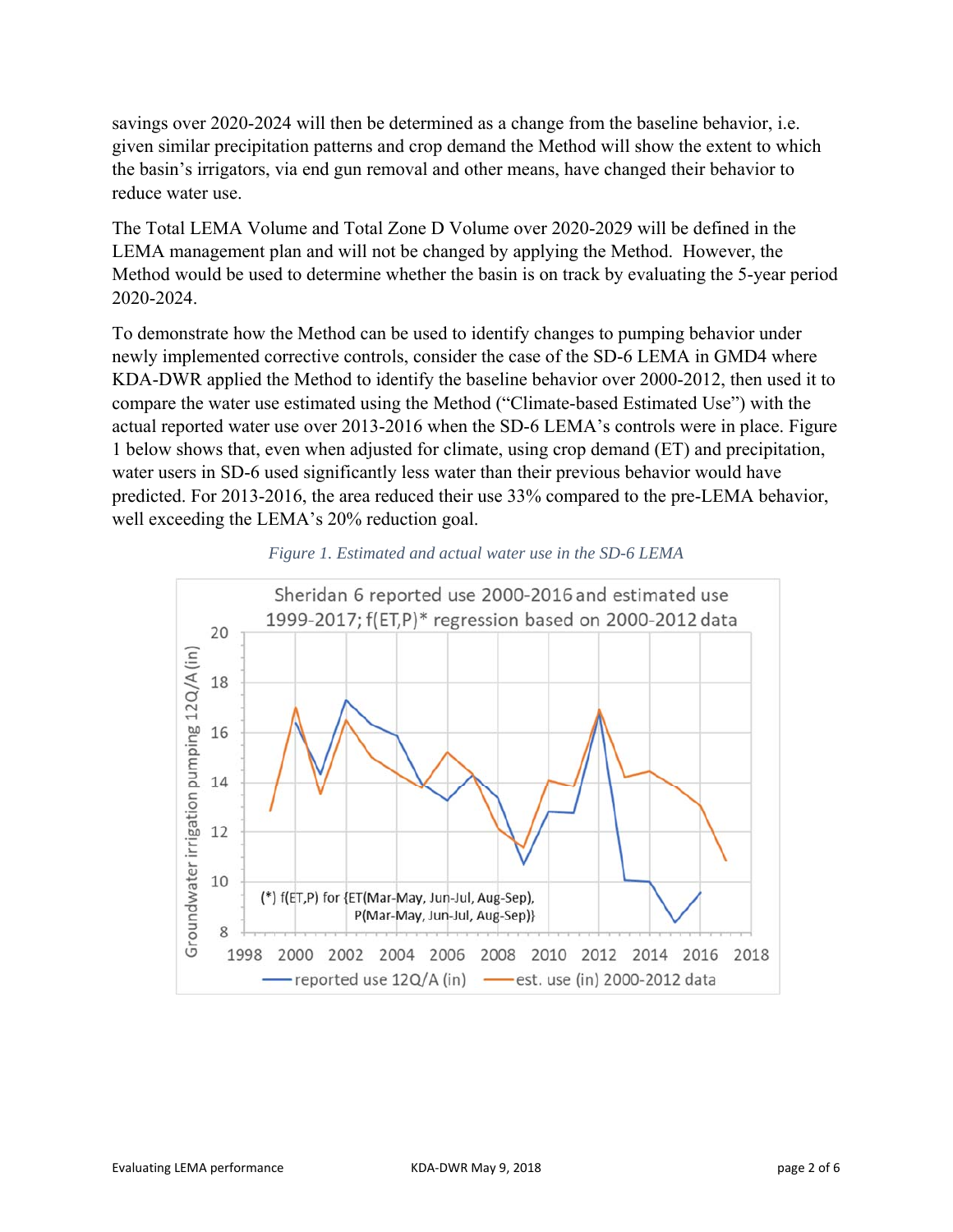savings over 2020-2024 will then be determined as a change from the baseline behavior, i.e. given similar precipitation patterns and crop demand the Method will show the extent to which the basin's irrigators, via end gun removal and other means, have changed their behavior to reduce water use.

The Total LEMA Volume and Total Zone D Volume over 2020-2029 will be defined in the LEMA management plan and will not be changed by applying the Method. However, the Method would be used to determine whether the basin is on track by evaluating the 5-year period 2020-2024.

To demonstrate how the Method can be used to identify changes to pumping behavior under newly implemented corrective controls, consider the case of the SD-6 LEMA in GMD4 where KDA-DWR applied the Method to identify the baseline behavior over 2000-2012, then used it to compare the water use estimated using the Method ("Climate-based Estimated Use") with the actual reported water use over 2013-2016 when the SD-6 LEMA's controls were in place. Figure 1 below shows that, even when adjusted for climate, using crop demand (ET) and precipitation, water users in SD-6 used significantly less water than their previous behavior would have predicted. For 2013-2016, the area reduced their use 33% compared to the pre-LEMA behavior, well exceeding the LEMA's 20% reduction goal.

*Figure 1. Estimated and actual water use in the SD-6 LEMA*

Sheridan 6 reported use 2000-2016 and estimated use 1999-2017; f(ET,P)* regression based on 2000-2012 data

(*) f(ET,P) for {ET(Mar-May, Jun-Jul, Aug-Sep), P(Mar-May, Jun-Jul, Aug-Sep)}

Groundwater irrigation pumping 12Q/A (in)

reported use 12Q/A (in) — est. use (in) 2000-2012 data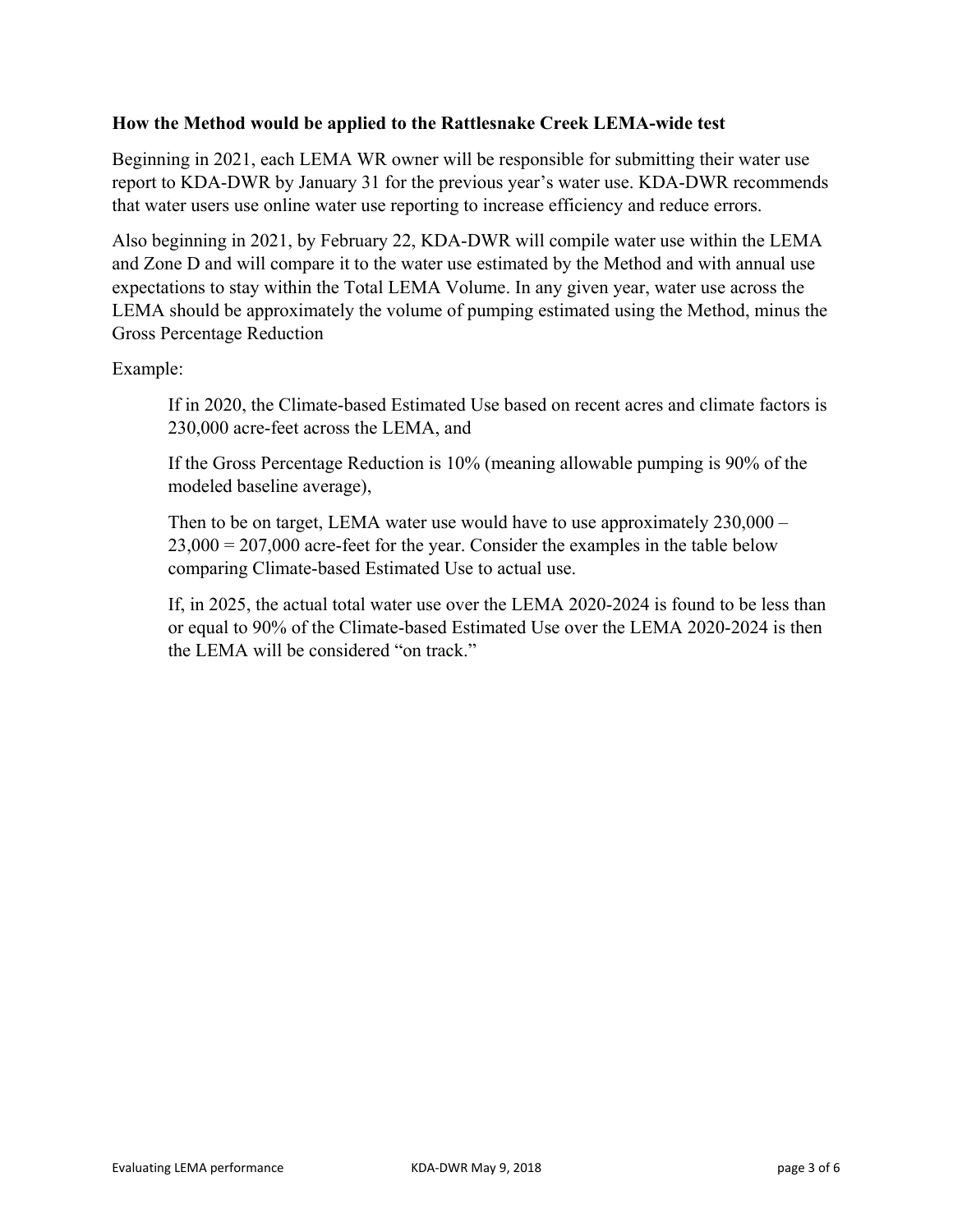**How the Method would be applied to the Rattlesnake Creek LEMA-wide test**

Beginning in 2021, each LEMA WR owner will be responsible for submitting their water use report to KDA-DWR by January 31 for the previous year's water use. KDA-DWR recommends that water users use online water use reporting to increase efficiency and reduce errors.

Also beginning in 2021, by February 22, KDA-DWR will compile water use within the LEMA and Zone D and will compare it to the water use estimated by the Method and with annual use expectations to stay within the Total LEMA Volume. In any given year, water use across the LEMA should be approximately the volume of pumping estimated using the Method, minus the Gross Percentage Reduction

Example:

> If in 2020, the Climate-based Estimated Use based on recent acres and climate factors is 230,000 acre-feet across the LEMA, and
>
> If the Gross Percentage Reduction is 10% (meaning allowable pumping is 90% of the modeled baseline average),
>
> Then to be on target, LEMA water use would have to use approximately 230,000 – 23,000 = 207,000 acre-feet for the year. Consider the examples in the table below comparing Climate-based Estimated Use to actual use.
>
> If, in 2025, the actual total water use over the LEMA 2020-2024 is found to be less than or equal to 90% of the Climate-based Estimated Use over the LEMA 2020-2024 is then the LEMA will be considered "on track."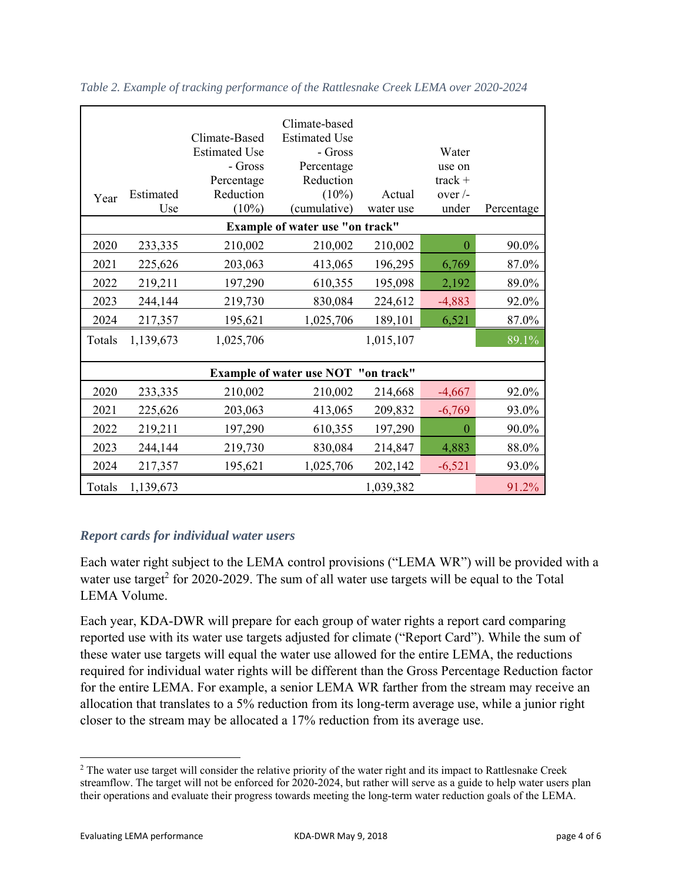*Table 2. Example of tracking performance of the Rattlesnake Creek LEMA over 2020-2024*

| Year | Estimated Use | Climate-Based Estimated Use - Gross Percentage Reduction (10%) | Climate-based Estimated Use - Gross Percentage Reduction (10%) (cumulative) | Actual water use | Water use on track + over /- under | Percentage |
|---|---|---|---|---|---|---|
| **Example of water use "on track"** | | | | | | |
| 2020 | 233,335 | 210,002 | 210,002 | 210,002 | 0 | 90.0% |
| 2021 | 225,626 | 203,063 | 413,065 | 196,295 | 6,769 | 87.0% |
| 2022 | 219,211 | 197,290 | 610,355 | 195,098 | 2,192 | 89.0% |
| 2023 | 244,144 | 219,730 | 830,084 | 224,612 | -4,883 | 92.0% |
| 2024 | 217,357 | 195,621 | 1,025,706 | 189,101 | 6,521 | 87.0% |
| Totals | 1,139,673 | 1,025,706 | | 1,015,107 | | 89.1% |
| **Example of water use NOT "on track"** | | | | | | |
| 2020 | 233,335 | 210,002 | 210,002 | 214,668 | -4,667 | 92.0% |
| 2021 | 225,626 | 203,063 | 413,065 | 209,832 | -6,769 | 93.0% |
| 2022 | 219,211 | 197,290 | 610,355 | 197,290 | 0 | 90.0% |
| 2023 | 244,144 | 219,730 | 830,084 | 214,847 | 4,883 | 88.0% |
| 2024 | 217,357 | 195,621 | 1,025,706 | 202,142 | -6,521 | 93.0% |
| Totals | 1,139,673 | | | 1,039,382 | | 91.2% |

### *Report cards for individual water users*

Each water right subject to the LEMA control provisions ("LEMA WR") will be provided with a water use target[2] for 2020-2029. The sum of all water use targets will be equal to the Total LEMA Volume.

Each year, KDA-DWR will prepare for each group of water rights a report card comparing reported use with its water use targets adjusted for climate ("Report Card"). While the sum of these water use targets will equal the water use allowed for the entire LEMA, the reductions required for individual water rights will be different than the Gross Percentage Reduction factor for the entire LEMA. For example, a senior LEMA WR farther from the stream may receive an allocation that translates to a 5% reduction from its long-term average use, while a junior right closer to the stream may be allocated a 17% reduction from its average use.

[2] The water use target will consider the relative priority of the water right and its impact to Rattlesnake Creek streamflow. The target will not be enforced for 2020-2024, but rather will serve as a guide to help water users plan their operations and evaluate their progress towards meeting the long-term water reduction goals of the LEMA.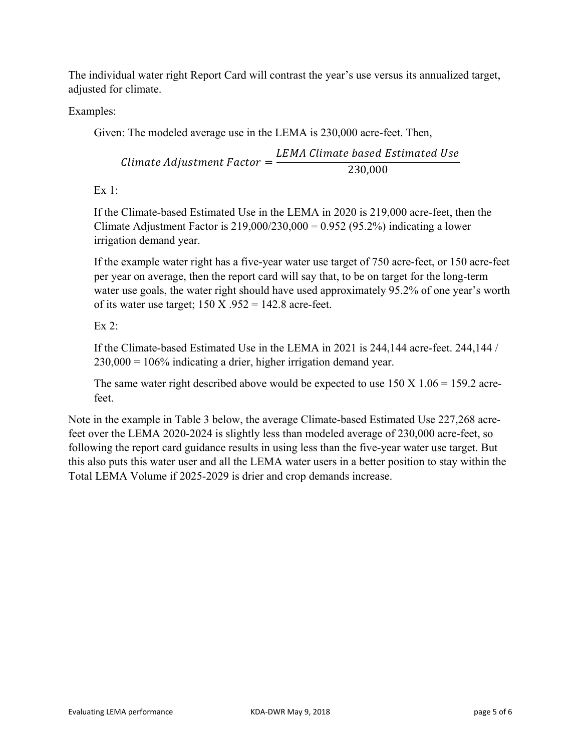The individual water right Report Card will contrast the year's use versus its annualized target, adjusted for climate.

Examples:

> Given: The modeled average use in the LEMA is 230,000 acre-feet. Then,
>
> $$Climate\ Adjustment\ Factor = \frac{LEMA\ Climate\ based\ Estimated\ Use}{230{,}000}$$
>
> Ex 1:
>
> If the Climate-based Estimated Use in the LEMA in 2020 is 219,000 acre-feet, then the Climate Adjustment Factor is 219,000/230,000 = 0.952 (95.2%) indicating a lower irrigation demand year.
>
> If the example water right has a five-year water use target of 750 acre-feet, or 150 acre-feet per year on average, then the report card will say that, to be on target for the long-term water use goals, the water right should have used approximately 95.2% of one year's worth of its water use target; 150 X .952 = 142.8 acre-feet.
>
> Ex 2:
>
> If the Climate-based Estimated Use in the LEMA in 2021 is 244,144 acre-feet. 244,144 / 230,000 = 106% indicating a drier, higher irrigation demand year.
>
> The same water right described above would be expected to use 150 X 1.06 = 159.2 acre-feet.

Note in the example in Table 3 below, the average Climate-based Estimated Use 227,268 acre-feet over the LEMA 2020-2024 is slightly less than modeled average of 230,000 acre-feet, so following the report card guidance results in using less than the five-year water use target. But this also puts this water user and all the LEMA water users in a better position to stay within the Total LEMA Volume if 2025-2029 is drier and crop demands increase.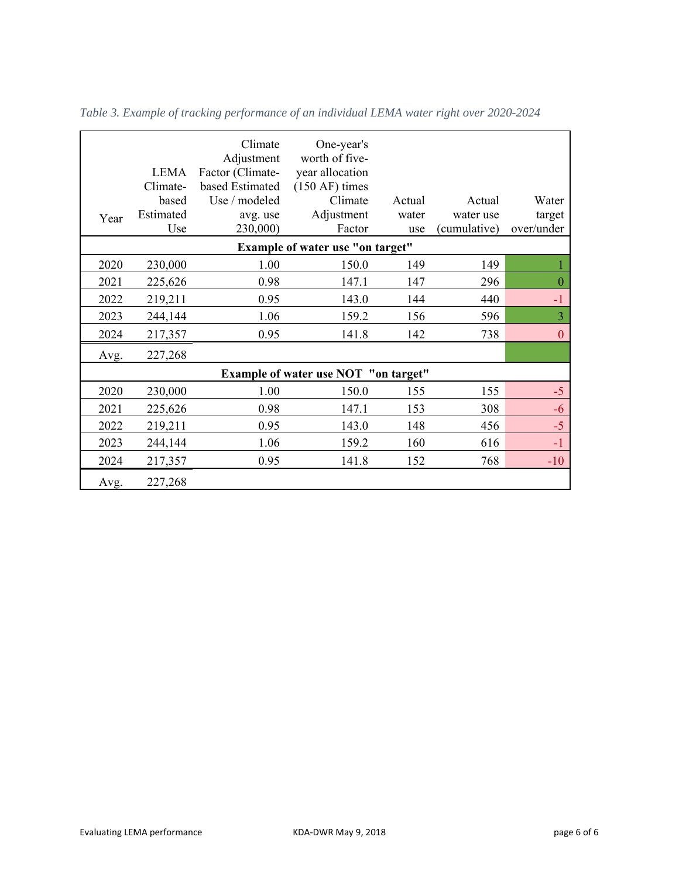*Table 3. Example of tracking performance of an individual LEMA water right over 2020-2024*

| Year | LEMA Climate-based Estimated Use | Climate Adjustment Factor (Climate-based Estimated Use / modeled avg. use 230,000) | One-year's worth of five-year allocation (150 AF) times Climate Adjustment Factor | Actual water use | Actual water use (cumulative) | Water target over/under |
|---|---|---|---|---|---|---|
| | | | **Example of water use "on target"** | | | |
| 2020 | 230,000 | 1.00 | 150.0 | 149 | 149 | 1 |
| 2021 | 225,626 | 0.98 | 147.1 | 147 | 296 | 0 |
| 2022 | 219,211 | 0.95 | 143.0 | 144 | 440 | -1 |
| 2023 | 244,144 | 1.06 | 159.2 | 156 | 596 | 3 |
| 2024 | 217,357 | 0.95 | 141.8 | 142 | 738 | 0 |
| Avg. | 227,268 | | | | | |
| | | | **Example of water use NOT "on target"** | | | |
| 2020 | 230,000 | 1.00 | 150.0 | 155 | 155 | -5 |
| 2021 | 225,626 | 0.98 | 147.1 | 153 | 308 | -6 |
| 2022 | 219,211 | 0.95 | 143.0 | 148 | 456 | -5 |
| 2023 | 244,144 | 1.06 | 159.2 | 160 | 616 | -1 |
| 2024 | 217,357 | 0.95 | 141.8 | 152 | 768 | -10 |
| Avg. | 227,268 | | | | | |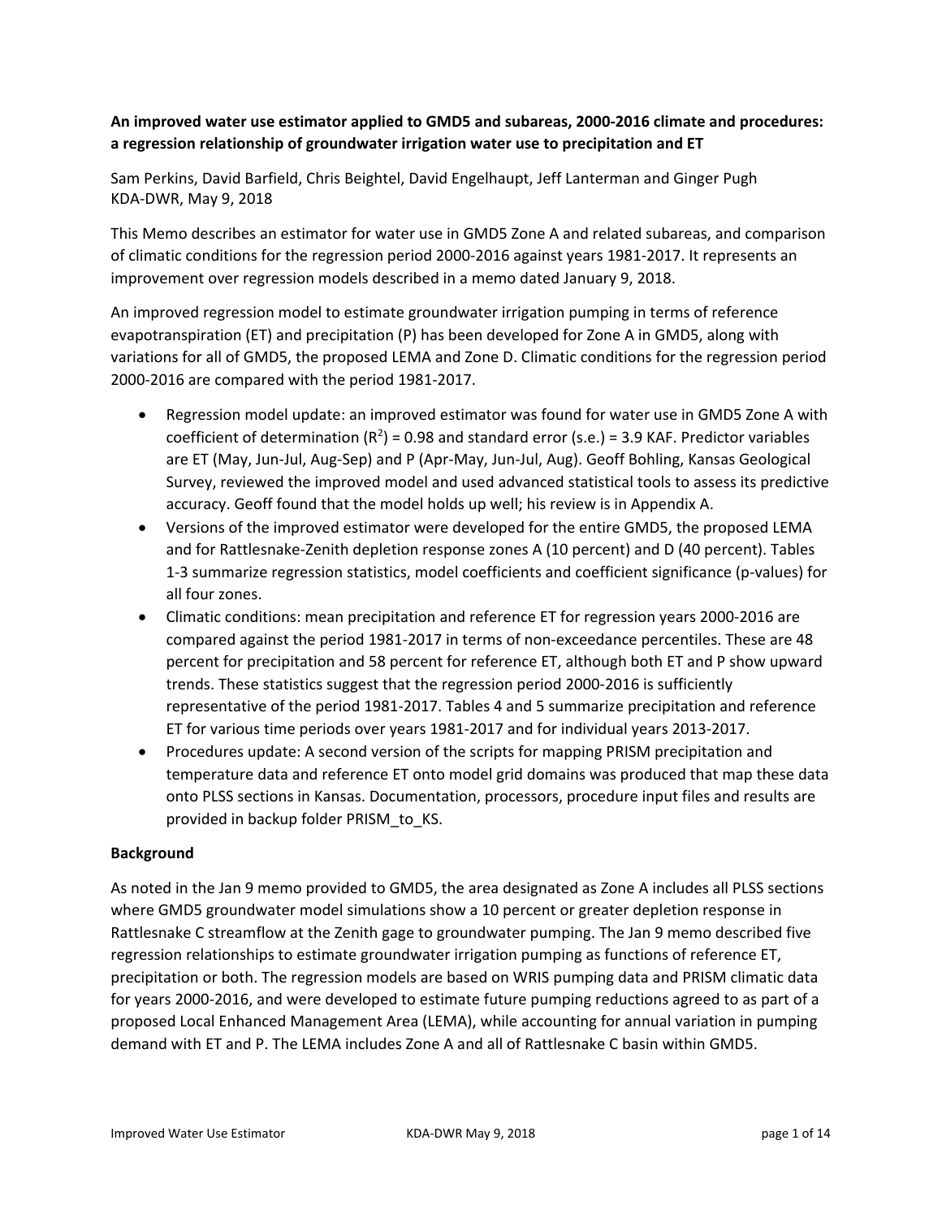**An improved water use estimator applied to GMD5 and subareas, 2000-2016 climate and procedures: a regression relationship of groundwater irrigation water use to precipitation and ET**

Sam Perkins, David Barfield, Chris Beightel, David Engelhaupt, Jeff Lanterman and Ginger Pugh
KDA-DWR, May 9, 2018

This Memo describes an estimator for water use in GMD5 Zone A and related subareas, and comparison of climatic conditions for the regression period 2000-2016 against years 1981-2017. It represents an improvement over regression models described in a memo dated January 9, 2018.

An improved regression model to estimate groundwater irrigation pumping in terms of reference evapotranspiration (ET) and precipitation (P) has been developed for Zone A in GMD5, along with variations for all of GMD5, the proposed LEMA and Zone D. Climatic conditions for the regression period 2000-2016 are compared with the period 1981-2017.

- Regression model update: an improved estimator was found for water use in GMD5 Zone A with coefficient of determination ($R^2$) = 0.98 and standard error (s.e.) = 3.9 KAF. Predictor variables are ET (May, Jun-Jul, Aug-Sep) and P (Apr-May, Jun-Jul, Aug). Geoff Bohling, Kansas Geological Survey, reviewed the improved model and used advanced statistical tools to assess its predictive accuracy. Geoff found that the model holds up well; his review is in Appendix A.
- Versions of the improved estimator were developed for the entire GMD5, the proposed LEMA and for Rattlesnake-Zenith depletion response zones A (10 percent) and D (40 percent). Tables 1-3 summarize regression statistics, model coefficients and coefficient significance (p-values) for all four zones.
- Climatic conditions: mean precipitation and reference ET for regression years 2000-2016 are compared against the period 1981-2017 in terms of non-exceedance percentiles. These are 48 percent for precipitation and 58 percent for reference ET, although both ET and P show upward trends. These statistics suggest that the regression period 2000-2016 is sufficiently representative of the period 1981-2017. Tables 4 and 5 summarize precipitation and reference ET for various time periods over years 1981-2017 and for individual years 2013-2017.
- Procedures update: A second version of the scripts for mapping PRISM precipitation and temperature data and reference ET onto model grid domains was produced that map these data onto PLSS sections in Kansas. Documentation, processors, procedure input files and results are provided in backup folder PRISM_to_KS.

**Background**

As noted in the Jan 9 memo provided to GMD5, the area designated as Zone A includes all PLSS sections where GMD5 groundwater model simulations show a 10 percent or greater depletion response in Rattlesnake C streamflow at the Zenith gage to groundwater pumping. The Jan 9 memo described five regression relationships to estimate groundwater irrigation pumping as functions of reference ET, precipitation or both. The regression models are based on WRIS pumping data and PRISM climatic data for years 2000-2016, and were developed to estimate future pumping reductions agreed to as part of a proposed Local Enhanced Management Area (LEMA), while accounting for annual variation in pumping demand with ET and P. The LEMA includes Zone A and all of Rattlesnake C basin within GMD5.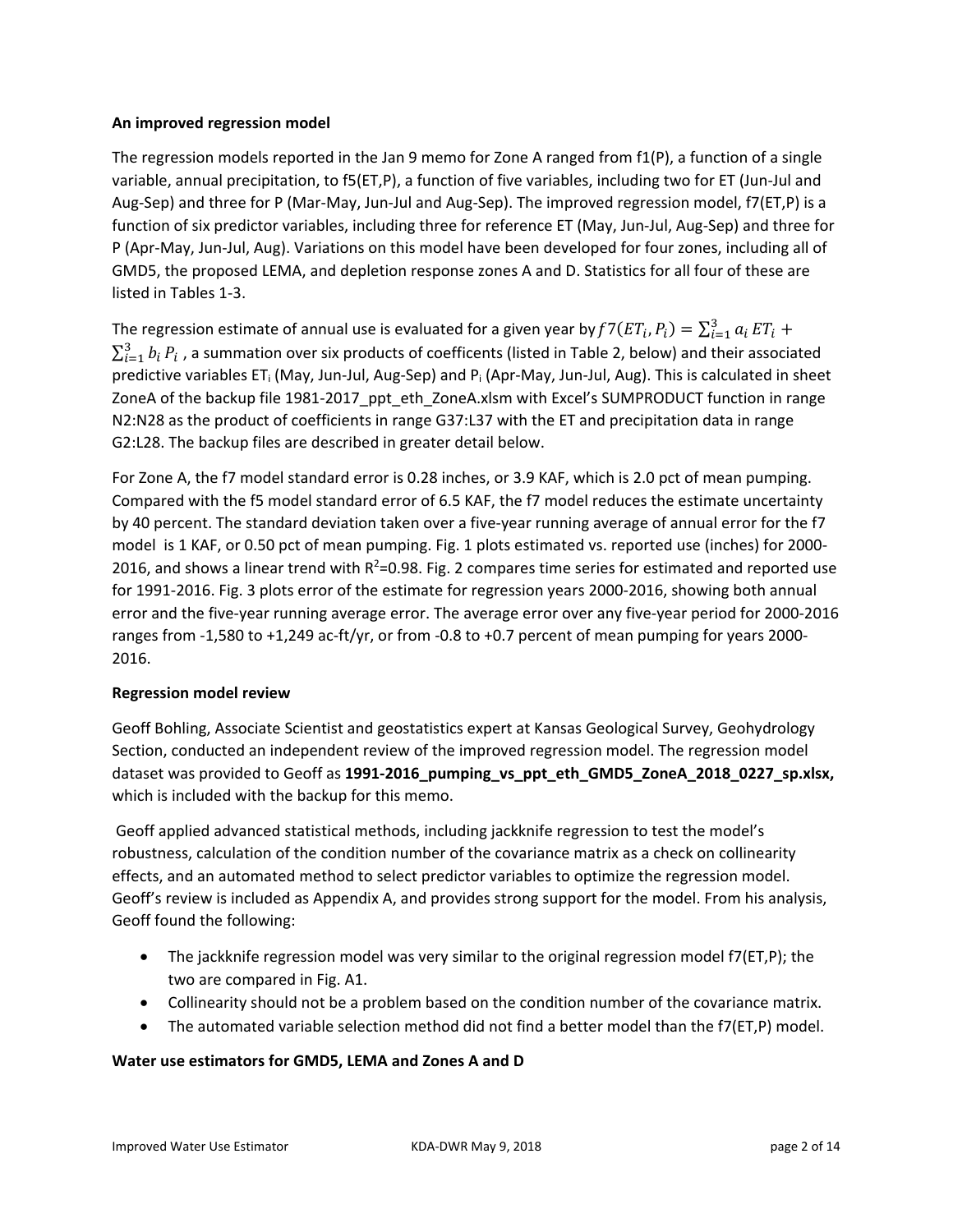### An improved regression model

The regression models reported in the Jan 9 memo for Zone A ranged from f1(P), a function of a single variable, annual precipitation, to f5(ET,P), a function of five variables, including two for ET (Jun-Jul and Aug-Sep) and three for P (Mar-May, Jun-Jul and Aug-Sep). The improved regression model, f7(ET,P) is a function of six predictor variables, including three for reference ET (May, Jun-Jul, Aug-Sep) and three for P (Apr-May, Jun-Jul, Aug). Variations on this model have been developed for four zones, including all of GMD5, the proposed LEMA, and depletion response zones A and D. Statistics for all four of these are listed in Tables 1-3.

The regression estimate of annual use is evaluated for a given year by $f7(ET_i, P_i) = \sum_{i=1}^{3} a_i\, ET_i + \sum_{i=1}^{3} b_i\, P_i$ , a summation over six products of coefficents (listed in Table 2, below) and their associated predictive variables $ET_i$ (May, Jun-Jul, Aug-Sep) and $P_i$ (Apr-May, Jun-Jul, Aug). This is calculated in sheet ZoneA of the backup file 1981-2017_ppt_eth_ZoneA.xlsm with Excel's SUMPRODUCT function in range N2:N28 as the product of coefficients in range G37:L37 with the ET and precipitation data in range G2:L28. The backup files are described in greater detail below.

For Zone A, the f7 model standard error is 0.28 inches, or 3.9 KAF, which is 2.0 pct of mean pumping. Compared with the f5 model standard error of 6.5 KAF, the f7 model reduces the estimate uncertainty by 40 percent. The standard deviation taken over a five-year running average of annual error for the f7 model is 1 KAF, or 0.50 pct of mean pumping. Fig. 1 plots estimated vs. reported use (inches) for 2000-2016, and shows a linear trend with $R^2$=0.98. Fig. 2 compares time series for estimated and reported use for 1991-2016. Fig. 3 plots error of the estimate for regression years 2000-2016, showing both annual error and the five-year running average error. The average error over any five-year period for 2000-2016 ranges from -1,580 to +1,249 ac-ft/yr, or from -0.8 to +0.7 percent of mean pumping for years 2000-2016.

### Regression model review

Geoff Bohling, Associate Scientist and geostatistics expert at Kansas Geological Survey, Geohydrology Section, conducted an independent review of the improved regression model. The regression model dataset was provided to Geoff as **1991-2016_pumping_vs_ppt_eth_GMD5_ZoneA_2018_0227_sp.xlsx,** which is included with the backup for this memo.

Geoff applied advanced statistical methods, including jackknife regression to test the model's robustness, calculation of the condition number of the covariance matrix as a check on collinearity effects, and an automated method to select predictor variables to optimize the regression model. Geoff's review is included as Appendix A, and provides strong support for the model. From his analysis, Geoff found the following:

- The jackknife regression model was very similar to the original regression model f7(ET,P); the two are compared in Fig. A1.
- Collinearity should not be a problem based on the condition number of the covariance matrix.
- The automated variable selection method did not find a better model than the f7(ET,P) model.

### Water use estimators for GMD5, LEMA and Zones A and D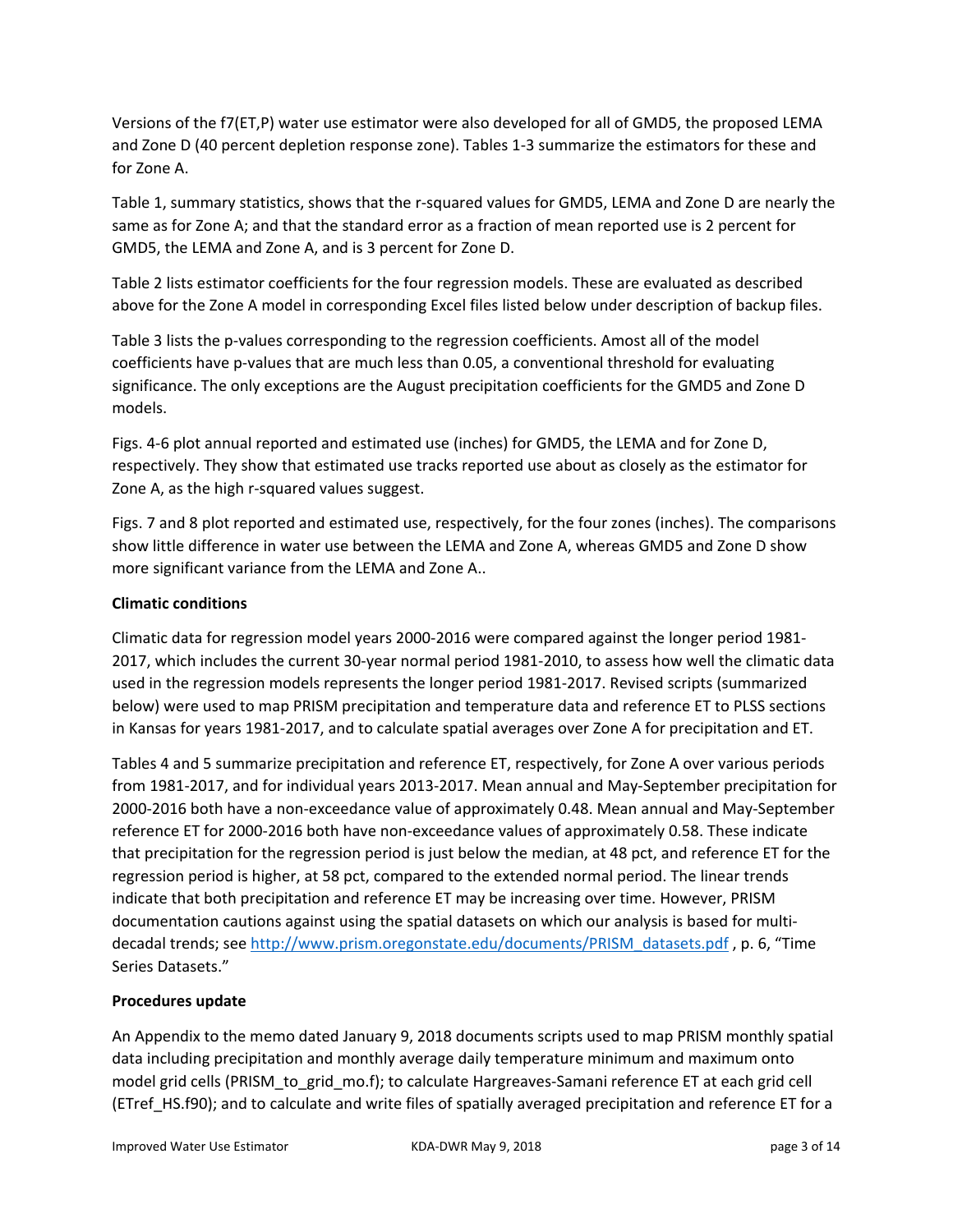Versions of the f7(ET,P) water use estimator were also developed for all of GMD5, the proposed LEMA and Zone D (40 percent depletion response zone). Tables 1-3 summarize the estimators for these and for Zone A.

Table 1, summary statistics, shows that the r-squared values for GMD5, LEMA and Zone D are nearly the same as for Zone A; and that the standard error as a fraction of mean reported use is 2 percent for GMD5, the LEMA and Zone A, and is 3 percent for Zone D.

Table 2 lists estimator coefficients for the four regression models. These are evaluated as described above for the Zone A model in corresponding Excel files listed below under description of backup files.

Table 3 lists the p-values corresponding to the regression coefficients. Amost all of the model coefficients have p-values that are much less than 0.05, a conventional threshold for evaluating significance. The only exceptions are the August precipitation coefficients for the GMD5 and Zone D models.

Figs. 4-6 plot annual reported and estimated use (inches) for GMD5, the LEMA and for Zone D, respectively. They show that estimated use tracks reported use about as closely as the estimator for Zone A, as the high r-squared values suggest.

Figs. 7 and 8 plot reported and estimated use, respectively, for the four zones (inches). The comparisons show little difference in water use between the LEMA and Zone A, whereas GMD5 and Zone D show more significant variance from the LEMA and Zone A..

**Climatic conditions**

Climatic data for regression model years 2000-2016 were compared against the longer period 1981-2017, which includes the current 30-year normal period 1981-2010, to assess how well the climatic data used in the regression models represents the longer period 1981-2017. Revised scripts (summarized below) were used to map PRISM precipitation and temperature data and reference ET to PLSS sections in Kansas for years 1981-2017, and to calculate spatial averages over Zone A for precipitation and ET.

Tables 4 and 5 summarize precipitation and reference ET, respectively, for Zone A over various periods from 1981-2017, and for individual years 2013-2017. Mean annual and May-September precipitation for 2000-2016 both have a non-exceedance value of approximately 0.48. Mean annual and May-September reference ET for 2000-2016 both have non-exceedance values of approximately 0.58. These indicate that precipitation for the regression period is just below the median, at 48 pct, and reference ET for the regression period is higher, at 58 pct, compared to the extended normal period. The linear trends indicate that both precipitation and reference ET may be increasing over time. However, PRISM documentation cautions against using the spatial datasets on which our analysis is based for multi-decadal trends; see http://www.prism.oregonstate.edu/documents/PRISM_datasets.pdf , p. 6, "Time Series Datasets."

**Procedures update**

An Appendix to the memo dated January 9, 2018 documents scripts used to map PRISM monthly spatial data including precipitation and monthly average daily temperature minimum and maximum onto model grid cells (PRISM_to_grid_mo.f); to calculate Hargreaves-Samani reference ET at each grid cell (ETref_HS.f90); and to calculate and write files of spatially averaged precipitation and reference ET for a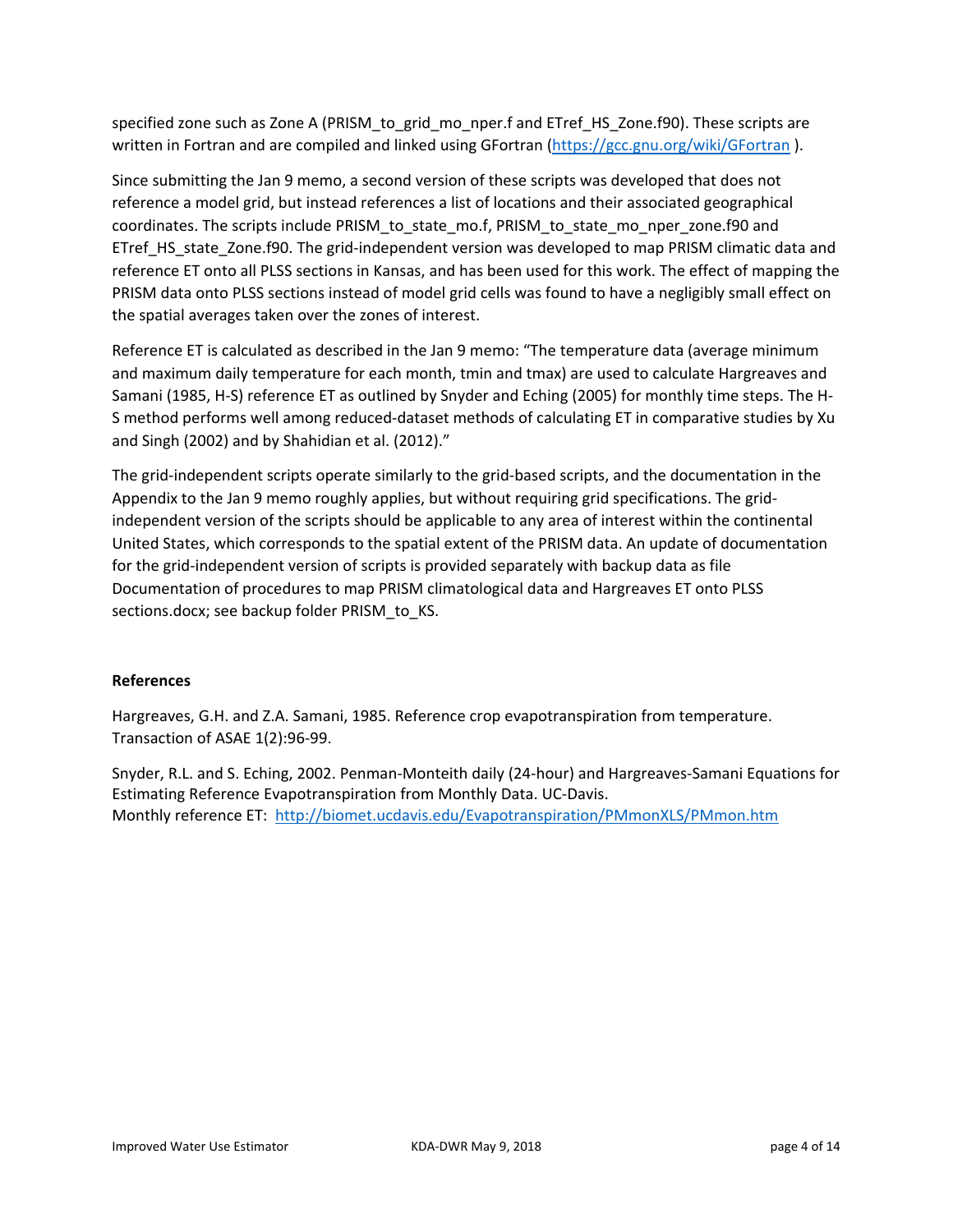specified zone such as Zone A (PRISM_to_grid_mo_nper.f and ETref_HS_Zone.f90). These scripts are written in Fortran and are compiled and linked using GFortran (https://gcc.gnu.org/wiki/GFortran ).

Since submitting the Jan 9 memo, a second version of these scripts was developed that does not reference a model grid, but instead references a list of locations and their associated geographical coordinates. The scripts include PRISM_to_state_mo.f, PRISM_to_state_mo_nper_zone.f90 and ETref_HS_state_Zone.f90. The grid-independent version was developed to map PRISM climatic data and reference ET onto all PLSS sections in Kansas, and has been used for this work. The effect of mapping the PRISM data onto PLSS sections instead of model grid cells was found to have a negligibly small effect on the spatial averages taken over the zones of interest.

Reference ET is calculated as described in the Jan 9 memo: "The temperature data (average minimum and maximum daily temperature for each month, tmin and tmax) are used to calculate Hargreaves and Samani (1985, H-S) reference ET as outlined by Snyder and Eching (2005) for monthly time steps. The H-S method performs well among reduced-dataset methods of calculating ET in comparative studies by Xu and Singh (2002) and by Shahidian et al. (2012)."

The grid-independent scripts operate similarly to the grid-based scripts, and the documentation in the Appendix to the Jan 9 memo roughly applies, but without requiring grid specifications. The grid-independent version of the scripts should be applicable to any area of interest within the continental United States, which corresponds to the spatial extent of the PRISM data. An update of documentation for the grid-independent version of scripts is provided separately with backup data as file Documentation of procedures to map PRISM climatological data and Hargreaves ET onto PLSS sections.docx; see backup folder PRISM_to_KS.

**References**

Hargreaves, G.H. and Z.A. Samani, 1985. Reference crop evapotranspiration from temperature. Transaction of ASAE 1(2):96-99.

Snyder, R.L. and S. Eching, 2002. Penman-Monteith daily (24-hour) and Hargreaves-Samani Equations for Estimating Reference Evapotranspiration from Monthly Data. UC-Davis.
Monthly reference ET: http://biomet.ucdavis.edu/Evapotranspiration/PMmonXLS/PMmon.htm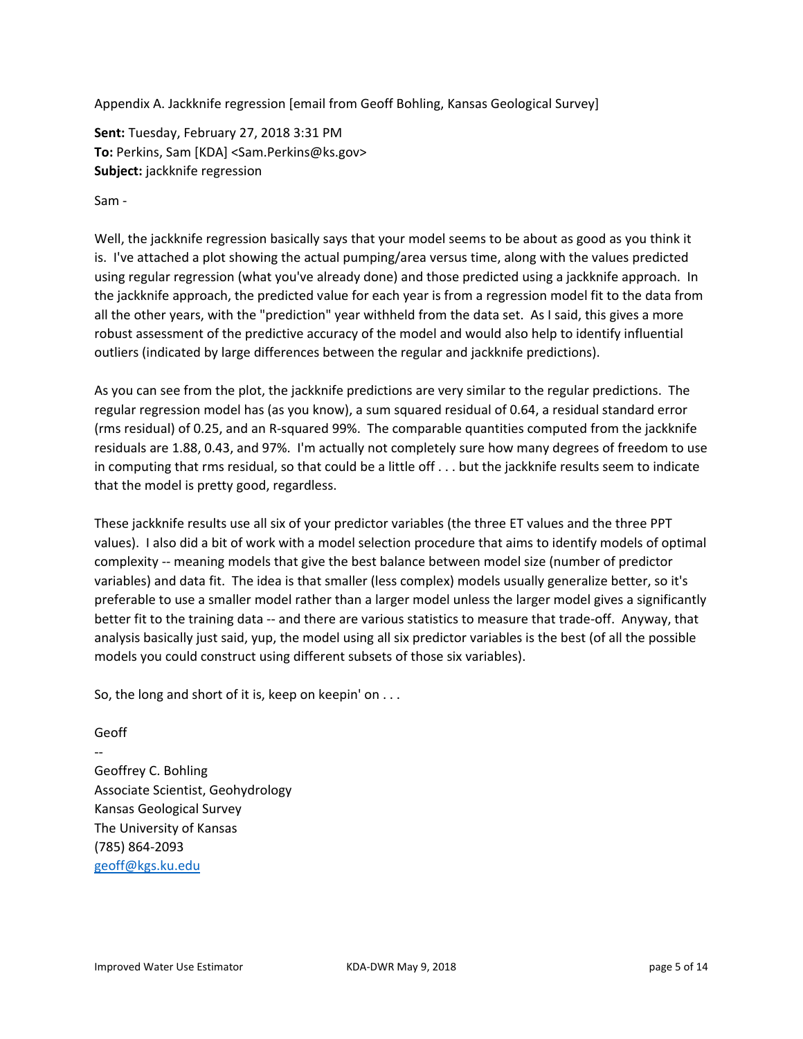Appendix A. Jackknife regression [email from Geoff Bohling, Kansas Geological Survey]

**Sent:** Tuesday, February 27, 2018 3:31 PM
**To:** Perkins, Sam [KDA] <Sam.Perkins@ks.gov>
**Subject:** jackknife regression

Sam -

Well, the jackknife regression basically says that your model seems to be about as good as you think it is. I've attached a plot showing the actual pumping/area versus time, along with the values predicted using regular regression (what you've already done) and those predicted using a jackknife approach. In the jackknife approach, the predicted value for each year is from a regression model fit to the data from all the other years, with the "prediction" year withheld from the data set. As I said, this gives a more robust assessment of the predictive accuracy of the model and would also help to identify influential outliers (indicated by large differences between the regular and jackknife predictions).

As you can see from the plot, the jackknife predictions are very similar to the regular predictions. The regular regression model has (as you know), a sum squared residual of 0.64, a residual standard error (rms residual) of 0.25, and an R-squared 99%. The comparable quantities computed from the jackknife residuals are 1.88, 0.43, and 97%. I'm actually not completely sure how many degrees of freedom to use in computing that rms residual, so that could be a little off . . . but the jackknife results seem to indicate that the model is pretty good, regardless.

These jackknife results use all six of your predictor variables (the three ET values and the three PPT values). I also did a bit of work with a model selection procedure that aims to identify models of optimal complexity -- meaning models that give the best balance between model size (number of predictor variables) and data fit. The idea is that smaller (less complex) models usually generalize better, so it's preferable to use a smaller model rather than a larger model unless the larger model gives a significantly better fit to the training data -- and there are various statistics to measure that trade-off. Anyway, that analysis basically just said, yup, the model using all six predictor variables is the best (of all the possible models you could construct using different subsets of those six variables).

So, the long and short of it is, keep on keepin' on . . .

Geoff

--
Geoffrey C. Bohling
Associate Scientist, Geohydrology
Kansas Geological Survey
The University of Kansas
(785) 864-2093
geoff@kgs.ku.edu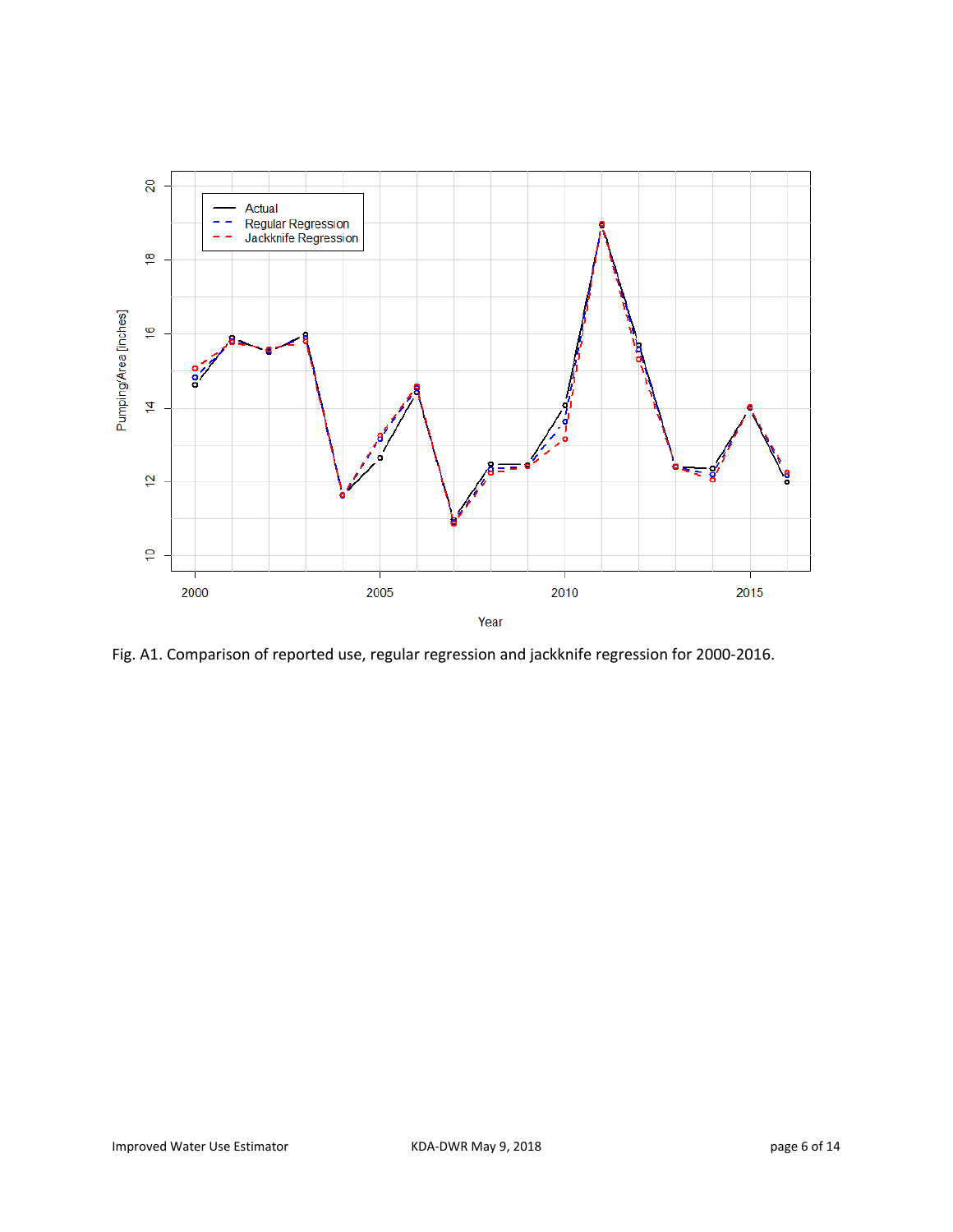Fig. A1. Comparison of reported use, regular regression and jackknife regression for 2000-2016.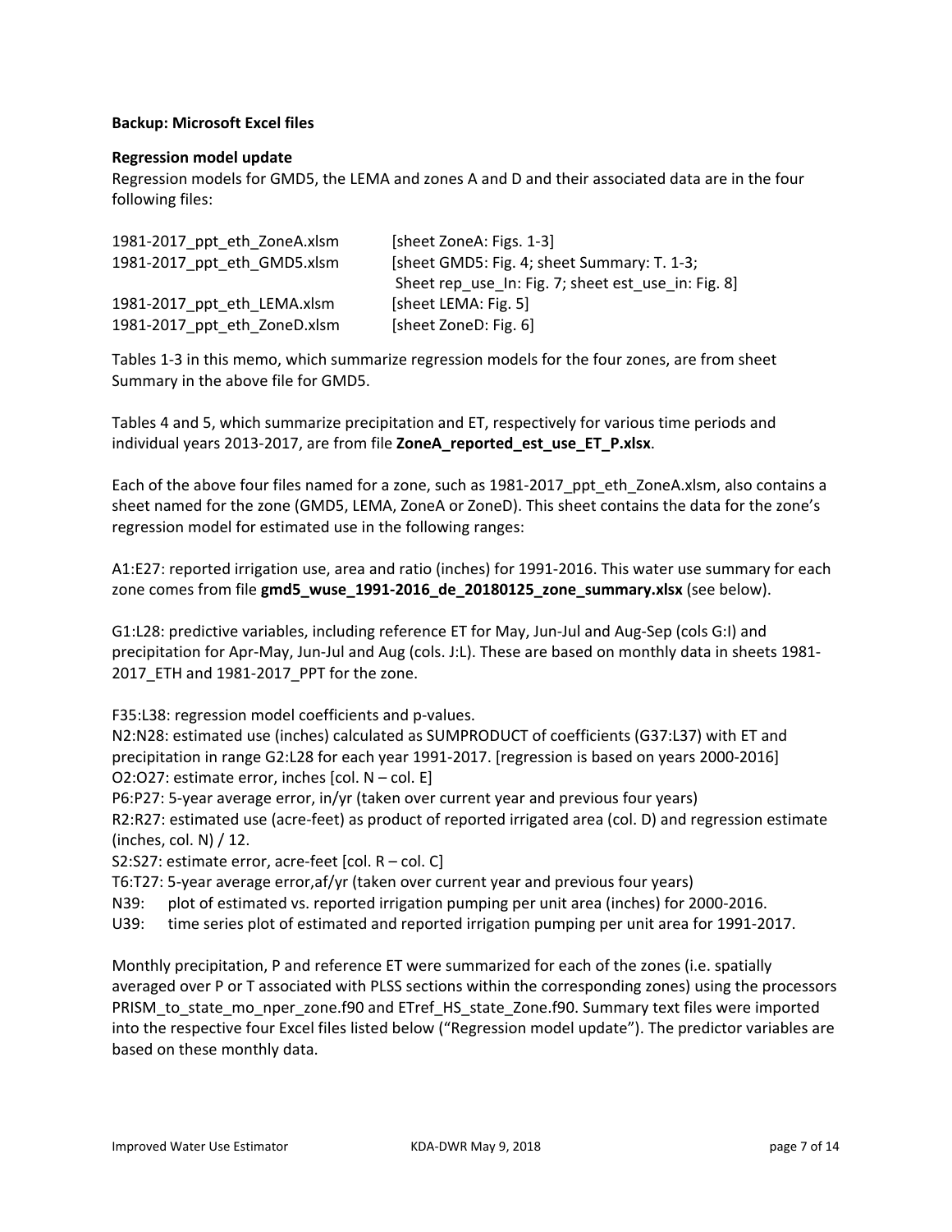**Backup: Microsoft Excel files**

**Regression model update**

Regression models for GMD5, the LEMA and zones A and D and their associated data are in the four following files:

| | |
|---|---|
| 1981-2017_ppt_eth_ZoneA.xlsm | [sheet ZoneA: Figs. 1-3] |
| 1981-2017_ppt_eth_GMD5.xlsm | [sheet GMD5: Fig. 4; sheet Summary: T. 1-3; Sheet rep_use_In: Fig. 7; sheet est_use_in: Fig. 8] |
| 1981-2017_ppt_eth_LEMA.xlsm | [sheet LEMA: Fig. 5] |
| 1981-2017_ppt_eth_ZoneD.xlsm | [sheet ZoneD: Fig. 6] |

Tables 1-3 in this memo, which summarize regression models for the four zones, are from sheet Summary in the above file for GMD5.

Tables 4 and 5, which summarize precipitation and ET, respectively for various time periods and individual years 2013-2017, are from file **ZoneA_reported_est_use_ET_P.xlsx**.

Each of the above four files named for a zone, such as 1981-2017_ppt_eth_ZoneA.xlsm, also contains a sheet named for the zone (GMD5, LEMA, ZoneA or ZoneD). This sheet contains the data for the zone's regression model for estimated use in the following ranges:

A1:E27: reported irrigation use, area and ratio (inches) for 1991-2016. This water use summary for each zone comes from file **gmd5_wuse_1991-2016_de_20180125_zone_summary.xlsx** (see below).

G1:L28: predictive variables, including reference ET for May, Jun-Jul and Aug-Sep (cols G:I) and precipitation for Apr-May, Jun-Jul and Aug (cols. J:L). These are based on monthly data in sheets 1981-2017_ETH and 1981-2017_PPT for the zone.

F35:L38: regression model coefficients and p-values.
N2:N28: estimated use (inches) calculated as SUMPRODUCT of coefficients (G37:L37) with ET and precipitation in range G2:L28 for each year 1991-2017. [regression is based on years 2000-2016]
O2:O27: estimate error, inches [col. N – col. E]
P6:P27: 5-year average error, in/yr (taken over current year and previous four years)
R2:R27: estimated use (acre-feet) as product of reported irrigated area (col. D) and regression estimate (inches, col. N) / 12.
S2:S27: estimate error, acre-feet [col. R – col. C]
T6:T27: 5-year average error,af/yr (taken over current year and previous four years)
N39: plot of estimated vs. reported irrigation pumping per unit area (inches) for 2000-2016.
U39: time series plot of estimated and reported irrigation pumping per unit area for 1991-2017.

Monthly precipitation, P and reference ET were summarized for each of the zones (i.e. spatially averaged over P or T associated with PLSS sections within the corresponding zones) using the processors PRISM_to_state_mo_nper_zone.f90 and ETref_HS_state_Zone.f90. Summary text files were imported into the respective four Excel files listed below ("Regression model update"). The predictor variables are based on these monthly data.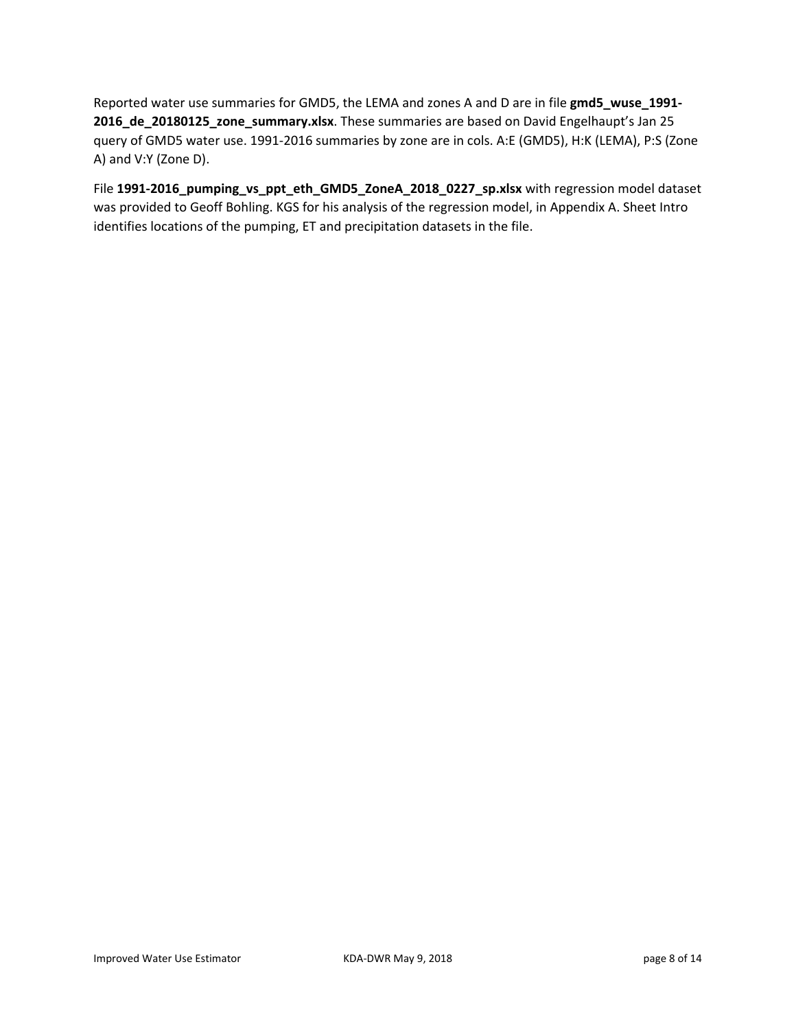Reported water use summaries for GMD5, the LEMA and zones A and D are in file **gmd5_wuse_1991-2016_de_20180125_zone_summary.xlsx**. These summaries are based on David Engelhaupt's Jan 25 query of GMD5 water use. 1991-2016 summaries by zone are in cols. A:E (GMD5), H:K (LEMA), P:S (Zone A) and V:Y (Zone D).

File **1991-2016_pumping_vs_ppt_eth_GMD5_ZoneA_2018_0227_sp.xlsx** with regression model dataset was provided to Geoff Bohling. KGS for his analysis of the regression model, in Appendix A. Sheet Intro identifies locations of the pumping, ET and precipitation datasets in the file.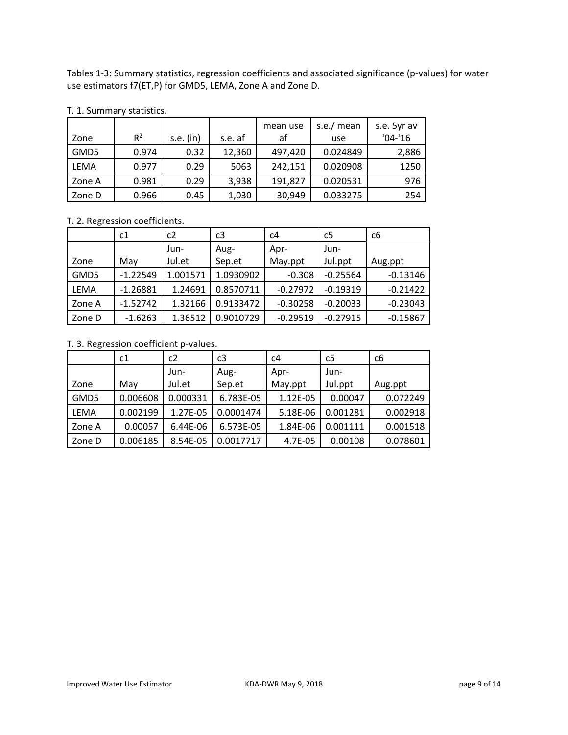Tables 1-3: Summary statistics, regression coefficients and associated significance (p-values) for water use estimators f7(ET,P) for GMD5, LEMA, Zone A and Zone D.

T. 1. Summary statistics.

| Zone | $R^2$ | s.e. (in) | s.e. af | mean use af | s.e./ mean use | s.e. 5yr av '04-'16 |
|---|---|---|---|---|---|---|
| GMD5 | 0.974 | 0.32 | 12,360 | 497,420 | 0.024849 | 2,886 |
| LEMA | 0.977 | 0.29 | 5063 | 242,151 | 0.020908 | 1250 |
| Zone A | 0.981 | 0.29 | 3,938 | 191,827 | 0.020531 | 976 |
| Zone D | 0.966 | 0.45 | 1,030 | 30,949 | 0.033275 | 254 |

T. 2. Regression coefficients.

| | c1 | c2 | c3 | c4 | c5 | c6 |
|---|---|---|---|---|---|---|
| Zone | May | Jun-Jul.et | Aug-Sep.et | Apr-May.ppt | Jun-Jul.ppt | Aug.ppt |
| GMD5 | -1.22549 | 1.001571 | 1.0930902 | -0.308 | -0.25564 | -0.13146 |
| LEMA | -1.26881 | 1.24691 | 0.8570711 | -0.27972 | -0.19319 | -0.21422 |
| Zone A | -1.52742 | 1.32166 | 0.9133472 | -0.30258 | -0.20033 | -0.23043 |
| Zone D | -1.6263 | 1.36512 | 0.9010729 | -0.29519 | -0.27915 | -0.15867 |

T. 3. Regression coefficient p-values.

| | c1 | c2 | c3 | c4 | c5 | c6 |
|---|---|---|---|---|---|---|
| Zone | May | Jun-Jul.et | Aug-Sep.et | Apr-May.ppt | Jun-Jul.ppt | Aug.ppt |
| GMD5 | 0.006608 | 0.000331 | 6.783E-05 | 1.12E-05 | 0.00047 | 0.072249 |
| LEMA | 0.002199 | 1.27E-05 | 0.0001474 | 5.18E-06 | 0.001281 | 0.002918 |
| Zone A | 0.00057 | 6.44E-06 | 6.573E-05 | 1.84E-06 | 0.001111 | 0.001518 |
| Zone D | 0.006185 | 8.54E-05 | 0.0017717 | 4.7E-05 | 0.00108 | 0.078601 |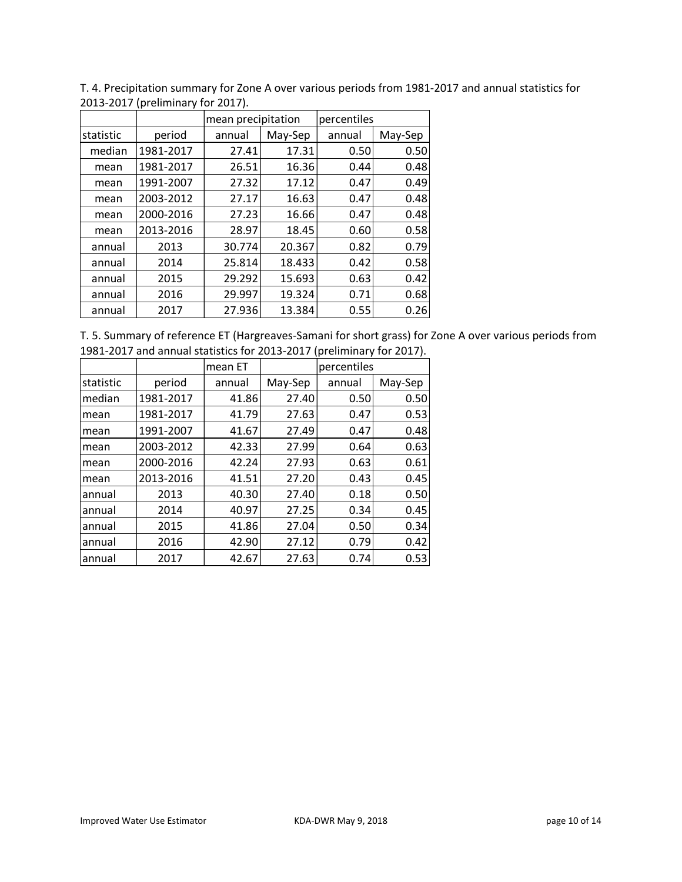T. 4. Precipitation summary for Zone A over various periods from 1981-2017 and annual statistics for 2013-2017 (preliminary for 2017).

| | | mean precipitation | | percentiles | |
|---|---|---|---|---|---|
| statistic | period | annual | May-Sep | annual | May-Sep |
| median | 1981-2017 | 27.41 | 17.31 | 0.50 | 0.50 |
| mean | 1981-2017 | 26.51 | 16.36 | 0.44 | 0.48 |
| mean | 1991-2007 | 27.32 | 17.12 | 0.47 | 0.49 |
| mean | 2003-2012 | 27.17 | 16.63 | 0.47 | 0.48 |
| mean | 2000-2016 | 27.23 | 16.66 | 0.47 | 0.48 |
| mean | 2013-2016 | 28.97 | 18.45 | 0.60 | 0.58 |
| annual | 2013 | 30.774 | 20.367 | 0.82 | 0.79 |
| annual | 2014 | 25.814 | 18.433 | 0.42 | 0.58 |
| annual | 2015 | 29.292 | 15.693 | 0.63 | 0.42 |
| annual | 2016 | 29.997 | 19.324 | 0.71 | 0.68 |
| annual | 2017 | 27.936 | 13.384 | 0.55 | 0.26 |

T. 5. Summary of reference ET (Hargreaves-Samani for short grass) for Zone A over various periods from 1981-2017 and annual statistics for 2013-2017 (preliminary for 2017).

| | | mean ET | | percentiles | |
|---|---|---|---|---|---|
| statistic | period | annual | May-Sep | annual | May-Sep |
| median | 1981-2017 | 41.86 | 27.40 | 0.50 | 0.50 |
| mean | 1981-2017 | 41.79 | 27.63 | 0.47 | 0.53 |
| mean | 1991-2007 | 41.67 | 27.49 | 0.47 | 0.48 |
| mean | 2003-2012 | 42.33 | 27.99 | 0.64 | 0.63 |
| mean | 2000-2016 | 42.24 | 27.93 | 0.63 | 0.61 |
| mean | 2013-2016 | 41.51 | 27.20 | 0.43 | 0.45 |
| annual | 2013 | 40.30 | 27.40 | 0.18 | 0.50 |
| annual | 2014 | 40.97 | 27.25 | 0.34 | 0.45 |
| annual | 2015 | 41.86 | 27.04 | 0.50 | 0.34 |
| annual | 2016 | 42.90 | 27.12 | 0.79 | 0.42 |
| annual | 2017 | 42.67 | 27.63 | 0.74 | 0.53 |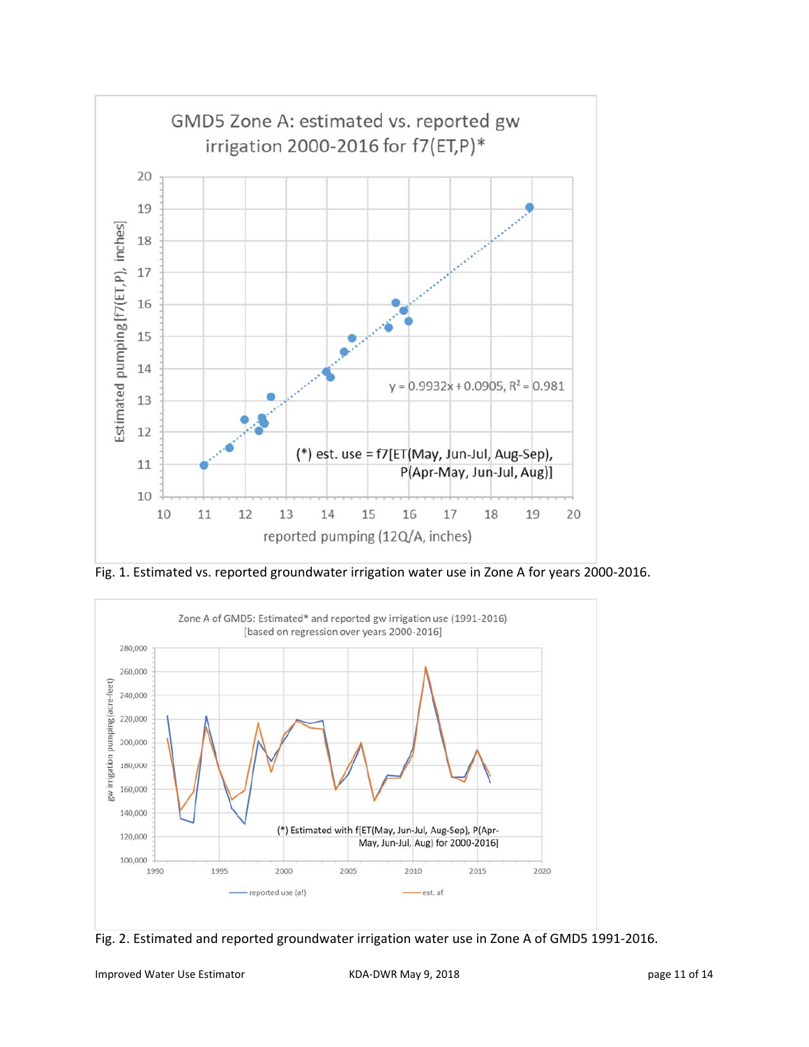Fig. 1. Estimated vs. reported groundwater irrigation water use in Zone A for years 2000-2016.

Fig. 2. Estimated and reported groundwater irrigation water use in Zone A of GMD5 1991-2016.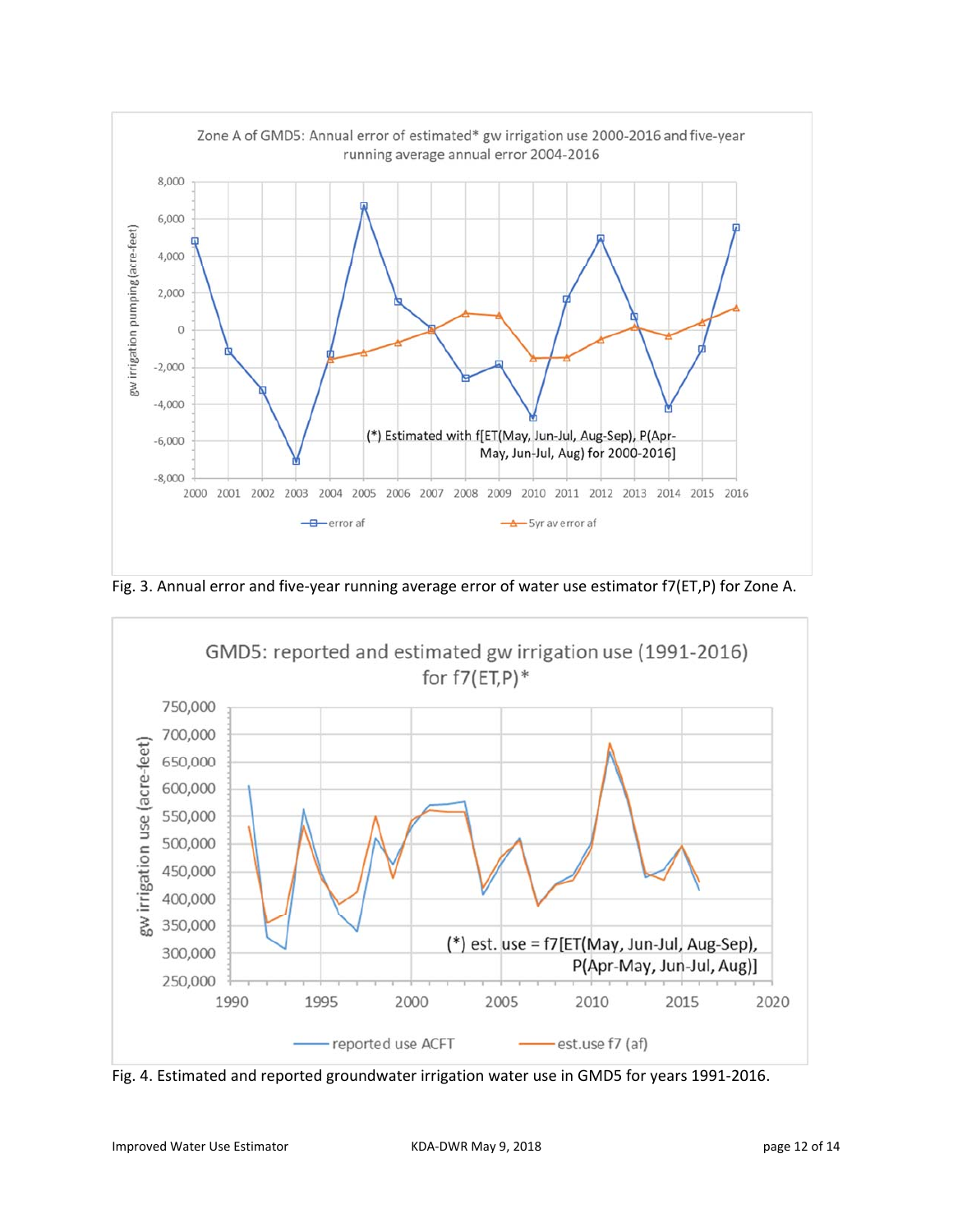Fig. 3. Annual error and five-year running average error of water use estimator f7(ET,P) for Zone A.

Fig. 4. Estimated and reported groundwater irrigation water use in GMD5 for years 1991-2016.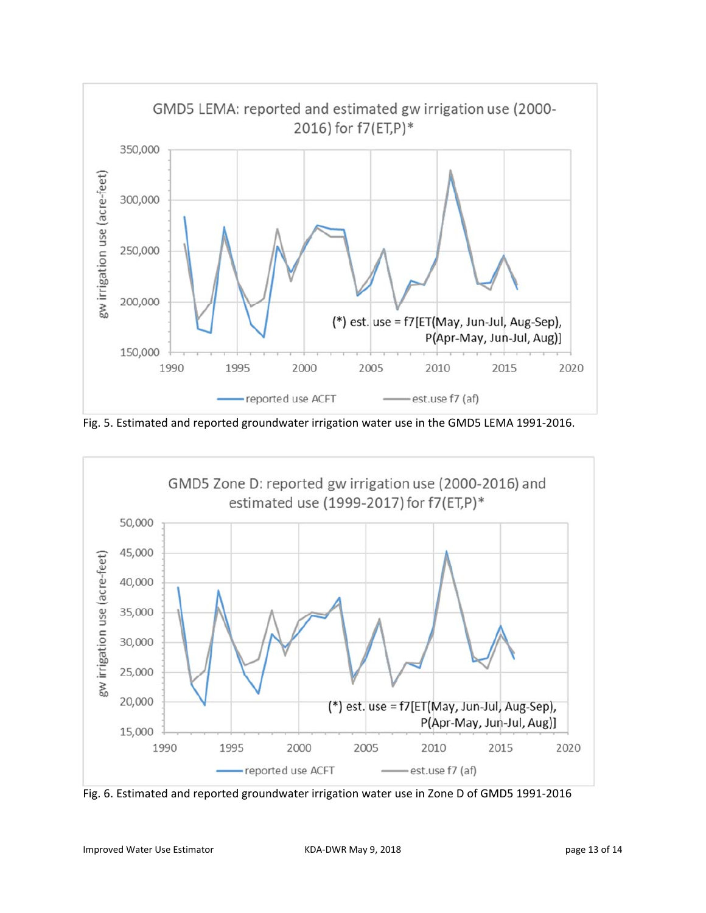Fig. 5. Estimated and reported groundwater irrigation water use in the GMD5 LEMA 1991-2016.

Fig. 6. Estimated and reported groundwater irrigation water use in Zone D of GMD5 1991-2016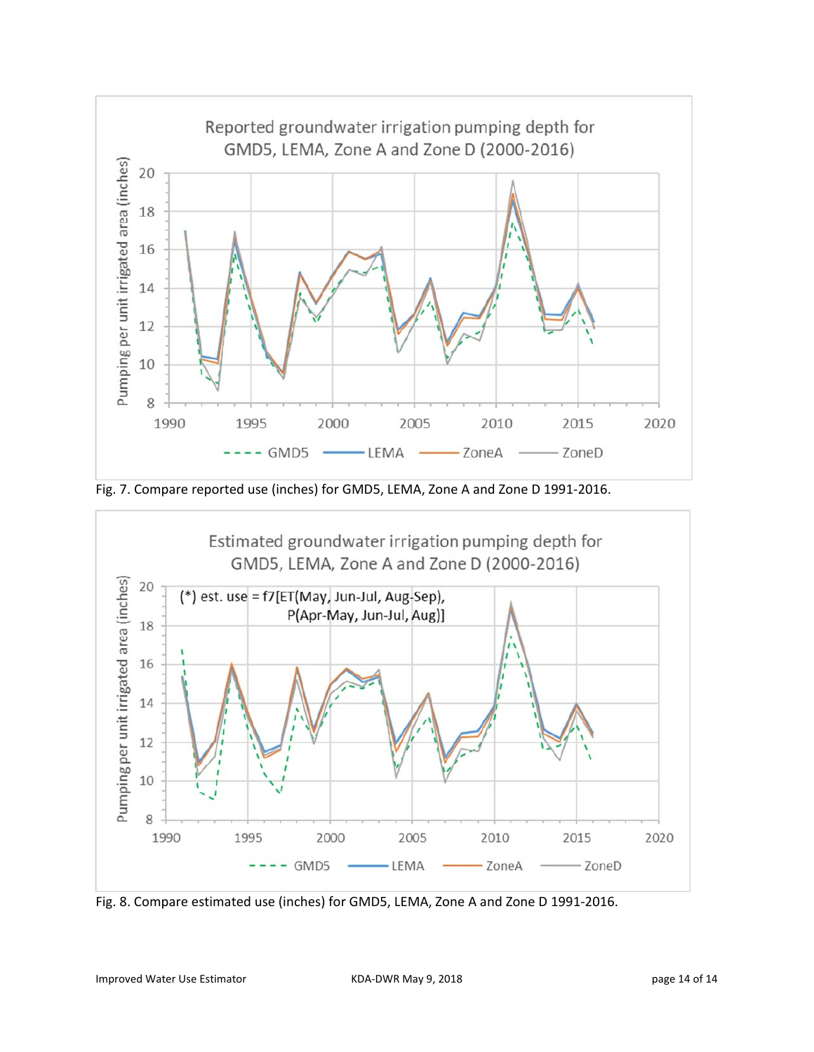Reported groundwater irrigation pumping depth for GMD5, LEMA, Zone A and Zone D (2000-2016)

Pumping per unit irrigated area (inches)

20
18
16
14
12
10
8

1990 1995 2000 2005 2010 2015 2020

GMD5 LEMA ZoneA ZoneD

Fig. 7. Compare reported use (inches) for GMD5, LEMA, Zone A and Zone D 1991-2016.

Estimated groundwater irrigation pumping depth for GMD5, LEMA, Zone A and Zone D (2000-2016)

(*) est. use = f7[ET(May, Jun-Jul, Aug-Sep), P(Apr-May, Jun-Jul, Aug)]

Pumping per unit irrigated area (inches)

20
18
16
14
12
10
8

1990 1995 2000 2005 2010 2015 2020

GMD5 LEMA ZoneA ZoneD

Fig. 8. Compare estimated use (inches) for GMD5, LEMA, Zone A and Zone D 1991-2016.